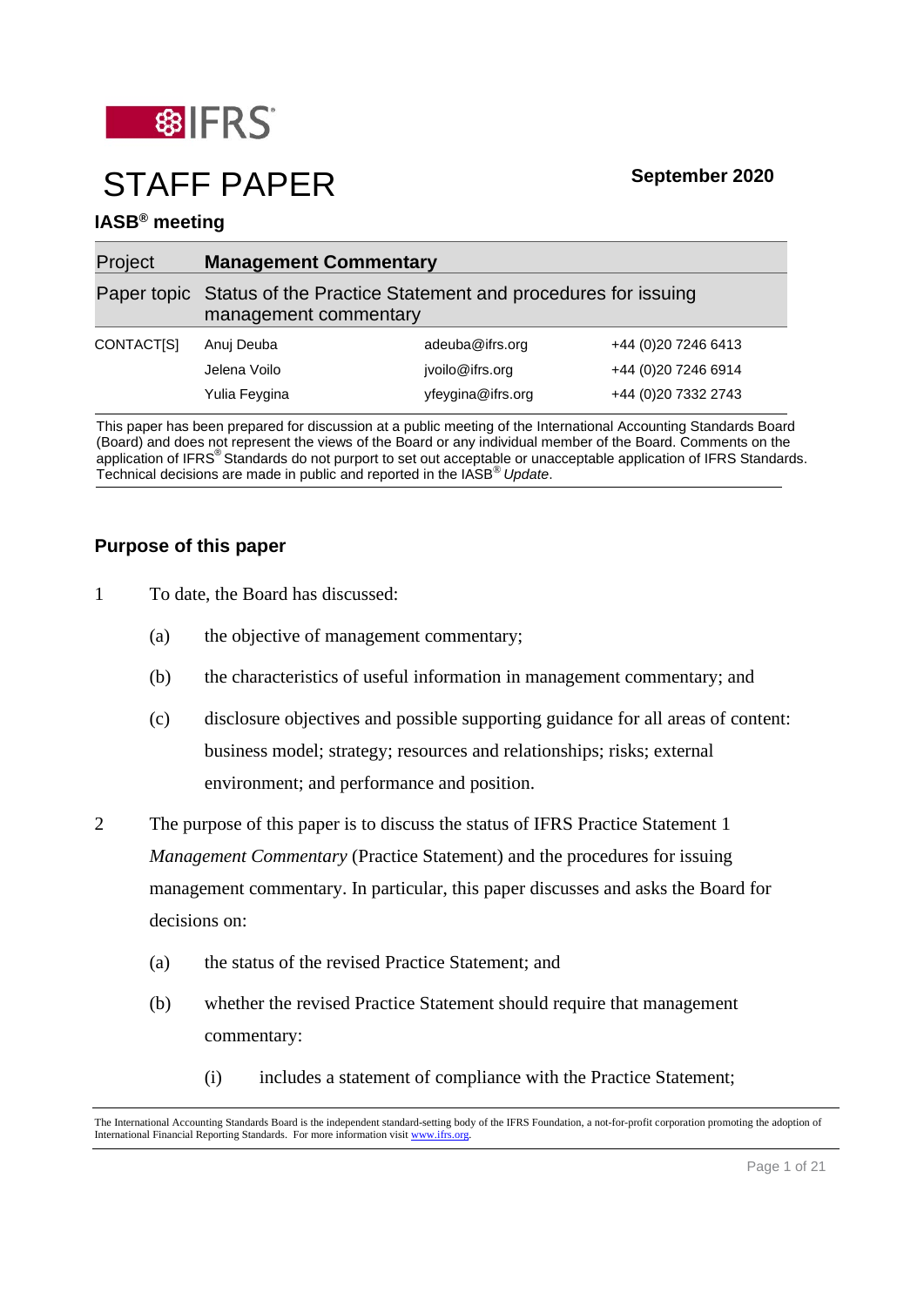IFRS

# STAFF PAPER

**September 2020**

**IASB® meeting**

| Project | **Management Commentary** | | |
|---|---|---|---|
| Paper topic | Status of the Practice Statement and procedures for issuing management commentary | | |
| CONTACT[S] | Anuj Deuba | adeuba@ifrs.org | +44 (0)20 7246 6413 |
| | Jelena Voilo | jvoilo@ifrs.org | +44 (0)20 7246 6914 |
| | Yulia Feygina | yfeygina@ifrs.org | +44 (0)20 7332 2743 |

This paper has been prepared for discussion at a public meeting of the International Accounting Standards Board (Board) and does not represent the views of the Board or any individual member of the Board. Comments on the application of IFRS® Standards do not purport to set out acceptable or unacceptable application of IFRS Standards. Technical decisions are made in public and reported in the IASB® *Update*.

## Purpose of this paper

1 To date, the Board has discussed:

   (a) the objective of management commentary;

   (b) the characteristics of useful information in management commentary; and

   (c) disclosure objectives and possible supporting guidance for all areas of content: business model; strategy; resources and relationships; risks; external environment; and performance and position.

2 The purpose of this paper is to discuss the status of IFRS Practice Statement 1 *Management Commentary* (Practice Statement) and the procedures for issuing management commentary. In particular, this paper discusses and asks the Board for decisions on:

   (a) the status of the revised Practice Statement; and

   (b) whether the revised Practice Statement should require that management commentary:

      (i) includes a statement of compliance with the Practice Statement;

The International Accounting Standards Board is the independent standard-setting body of the IFRS Foundation, a not-for-profit corporation promoting the adoption of International Financial Reporting Standards. For more information visit www.ifrs.org.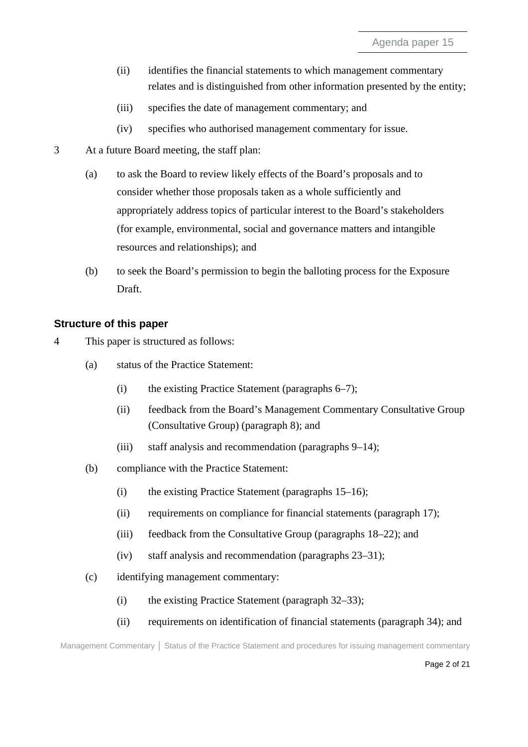(ii) identifies the financial statements to which management commentary relates and is distinguished from other information presented by the entity;

(iii) specifies the date of management commentary; and

(iv) specifies who authorised management commentary for issue.

3 At a future Board meeting, the staff plan:

(a) to ask the Board to review likely effects of the Board's proposals and to consider whether those proposals taken as a whole sufficiently and appropriately address topics of particular interest to the Board's stakeholders (for example, environmental, social and governance matters and intangible resources and relationships); and

(b) to seek the Board's permission to begin the balloting process for the Exposure Draft.

### Structure of this paper

4 This paper is structured as follows:

(a) status of the Practice Statement:

(i) the existing Practice Statement (paragraphs 6–7);

(ii) feedback from the Board's Management Commentary Consultative Group (Consultative Group) (paragraph 8); and

(iii) staff analysis and recommendation (paragraphs 9–14);

(b) compliance with the Practice Statement:

(i) the existing Practice Statement (paragraphs 15–16);

(ii) requirements on compliance for financial statements (paragraph 17);

(iii) feedback from the Consultative Group (paragraphs 18–22); and

(iv) staff analysis and recommendation (paragraphs 23–31);

(c) identifying management commentary:

(i) the existing Practice Statement (paragraph 32–33);

(ii) requirements on identification of financial statements (paragraph 34); and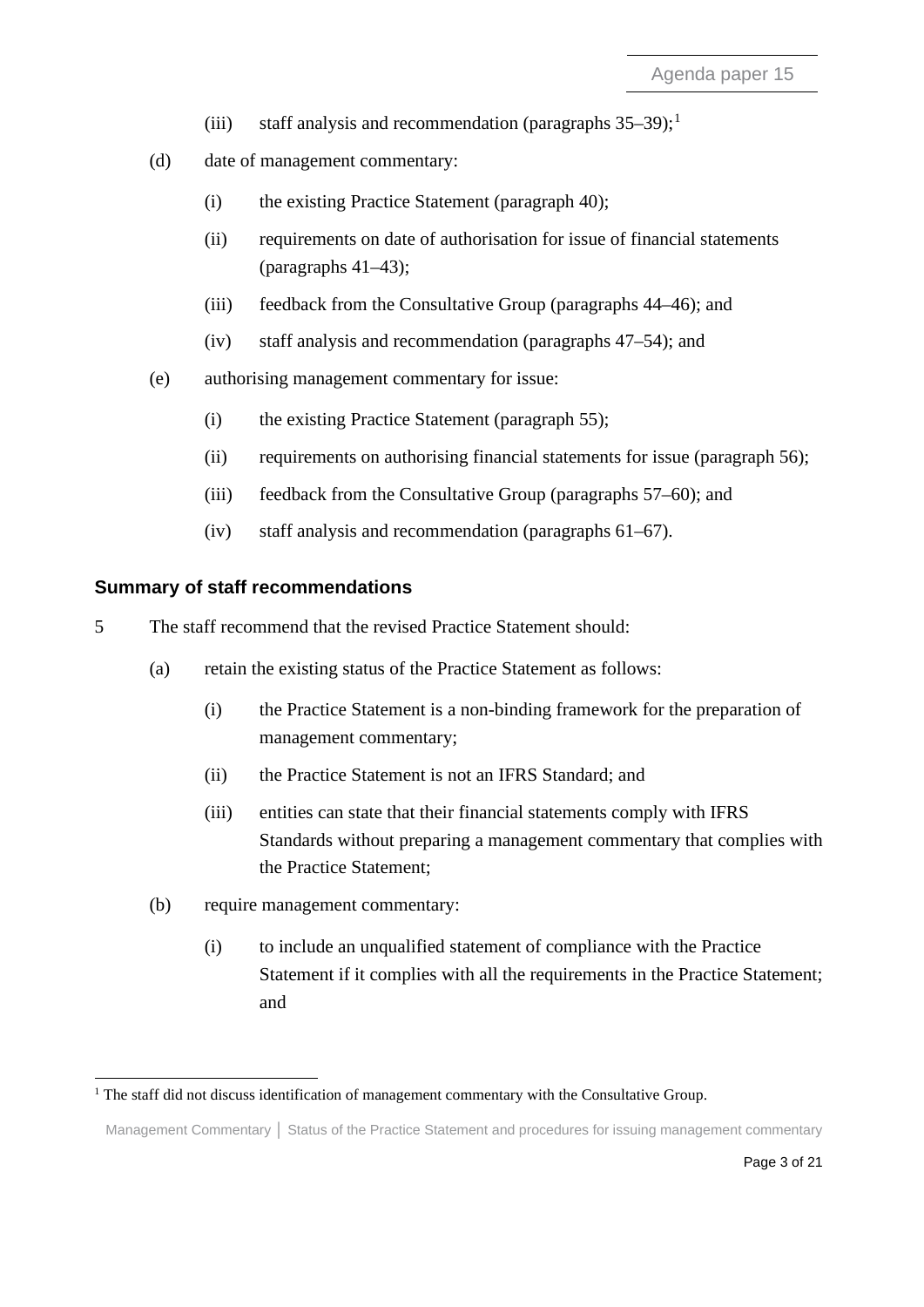(iii) staff analysis and recommendation (paragraphs 35–39);[1]

(d) date of management commentary:

(i) the existing Practice Statement (paragraph 40);

(ii) requirements on date of authorisation for issue of financial statements (paragraphs 41–43);

(iii) feedback from the Consultative Group (paragraphs 44–46); and

(iv) staff analysis and recommendation (paragraphs 47–54); and

(e) authorising management commentary for issue:

(i) the existing Practice Statement (paragraph 55);

(ii) requirements on authorising financial statements for issue (paragraph 56);

(iii) feedback from the Consultative Group (paragraphs 57–60); and

(iv) staff analysis and recommendation (paragraphs 61–67).

### Summary of staff recommendations

5 The staff recommend that the revised Practice Statement should:

(a) retain the existing status of the Practice Statement as follows:

(i) the Practice Statement is a non-binding framework for the preparation of management commentary;

(ii) the Practice Statement is not an IFRS Standard; and

(iii) entities can state that their financial statements comply with IFRS Standards without preparing a management commentary that complies with the Practice Statement;

(b) require management commentary:

(i) to include an unqualified statement of compliance with the Practice Statement if it complies with all the requirements in the Practice Statement; and

[1] The staff did not discuss identification of management commentary with the Consultative Group.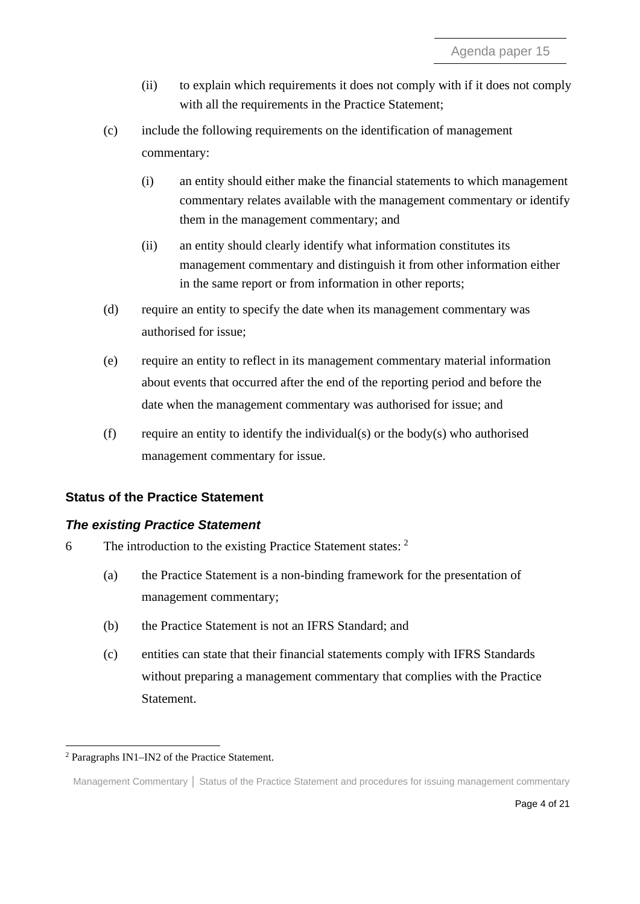(ii) to explain which requirements it does not comply with if it does not comply with all the requirements in the Practice Statement;

(c) include the following requirements on the identification of management commentary:

(i) an entity should either make the financial statements to which management commentary relates available with the management commentary or identify them in the management commentary; and

(ii) an entity should clearly identify what information constitutes its management commentary and distinguish it from other information either in the same report or from information in other reports;

(d) require an entity to specify the date when its management commentary was authorised for issue;

(e) require an entity to reflect in its management commentary material information about events that occurred after the end of the reporting period and before the date when the management commentary was authorised for issue; and

(f) require an entity to identify the individual(s) or the body(s) who authorised management commentary for issue.

## Status of the Practice Statement

### *The existing Practice Statement*

6 The introduction to the existing Practice Statement states: [2]

(a) the Practice Statement is a non-binding framework for the presentation of management commentary;

(b) the Practice Statement is not an IFRS Standard; and

(c) entities can state that their financial statements comply with IFRS Standards without preparing a management commentary that complies with the Practice Statement.

[2] Paragraphs IN1–IN2 of the Practice Statement.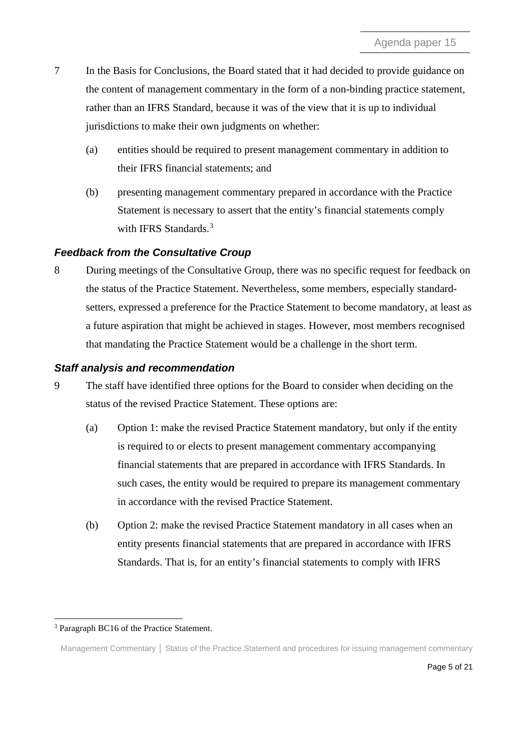7 In the Basis for Conclusions, the Board stated that it had decided to provide guidance on the content of management commentary in the form of a non-binding practice statement, rather than an IFRS Standard, because it was of the view that it is up to individual jurisdictions to make their own judgments on whether:

(a) entities should be required to present management commentary in addition to their IFRS financial statements; and

(b) presenting management commentary prepared in accordance with the Practice Statement is necessary to assert that the entity's financial statements comply with IFRS Standards.[3]

### *Feedback from the Consultative Croup*

8 During meetings of the Consultative Group, there was no specific request for feedback on the status of the Practice Statement. Nevertheless, some members, especially standard-setters, expressed a preference for the Practice Statement to become mandatory, at least as a future aspiration that might be achieved in stages. However, most members recognised that mandating the Practice Statement would be a challenge in the short term.

### *Staff analysis and recommendation*

9 The staff have identified three options for the Board to consider when deciding on the status of the revised Practice Statement. These options are:

(a) Option 1: make the revised Practice Statement mandatory, but only if the entity is required to or elects to present management commentary accompanying financial statements that are prepared in accordance with IFRS Standards. In such cases, the entity would be required to prepare its management commentary in accordance with the revised Practice Statement.

(b) Option 2: make the revised Practice Statement mandatory in all cases when an entity presents financial statements that are prepared in accordance with IFRS Standards. That is, for an entity's financial statements to comply with IFRS

[3] Paragraph BC16 of the Practice Statement.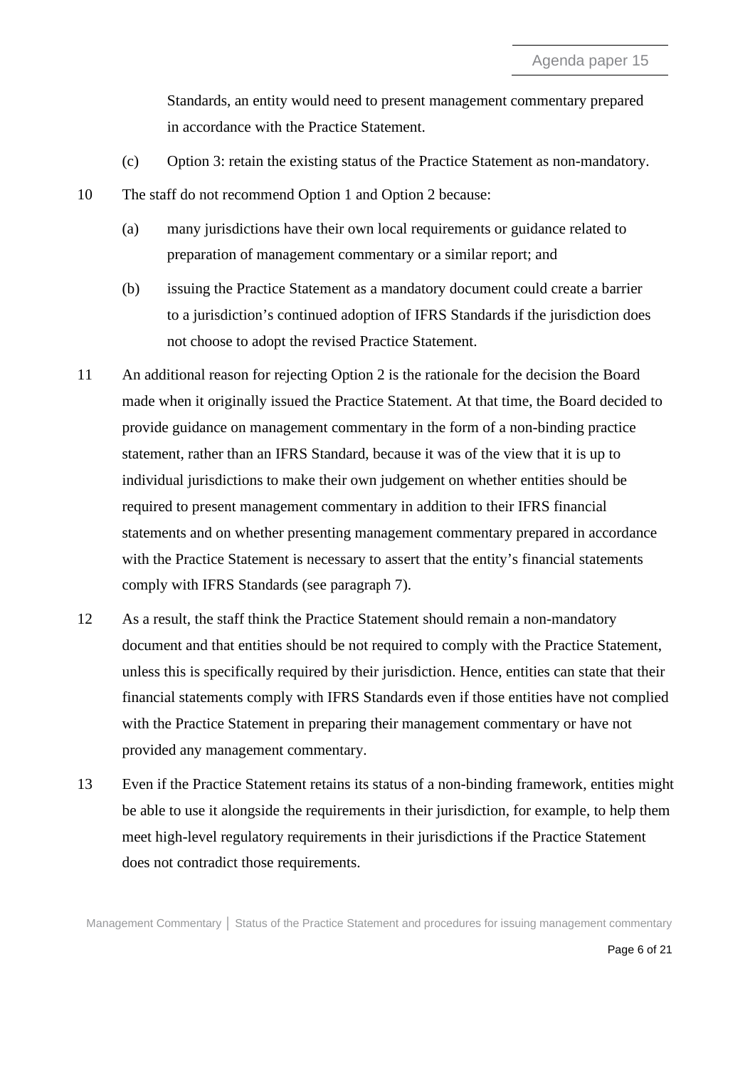Standards, an entity would need to present management commentary prepared in accordance with the Practice Statement.

(c) Option 3: retain the existing status of the Practice Statement as non-mandatory.

10 The staff do not recommend Option 1 and Option 2 because:

(a) many jurisdictions have their own local requirements or guidance related to preparation of management commentary or a similar report; and

(b) issuing the Practice Statement as a mandatory document could create a barrier to a jurisdiction's continued adoption of IFRS Standards if the jurisdiction does not choose to adopt the revised Practice Statement.

11 An additional reason for rejecting Option 2 is the rationale for the decision the Board made when it originally issued the Practice Statement. At that time, the Board decided to provide guidance on management commentary in the form of a non-binding practice statement, rather than an IFRS Standard, because it was of the view that it is up to individual jurisdictions to make their own judgement on whether entities should be required to present management commentary in addition to their IFRS financial statements and on whether presenting management commentary prepared in accordance with the Practice Statement is necessary to assert that the entity's financial statements comply with IFRS Standards (see paragraph 7).

12 As a result, the staff think the Practice Statement should remain a non-mandatory document and that entities should be not required to comply with the Practice Statement, unless this is specifically required by their jurisdiction. Hence, entities can state that their financial statements comply with IFRS Standards even if those entities have not complied with the Practice Statement in preparing their management commentary or have not provided any management commentary.

13 Even if the Practice Statement retains its status of a non-binding framework, entities might be able to use it alongside the requirements in their jurisdiction, for example, to help them meet high-level regulatory requirements in their jurisdictions if the Practice Statement does not contradict those requirements.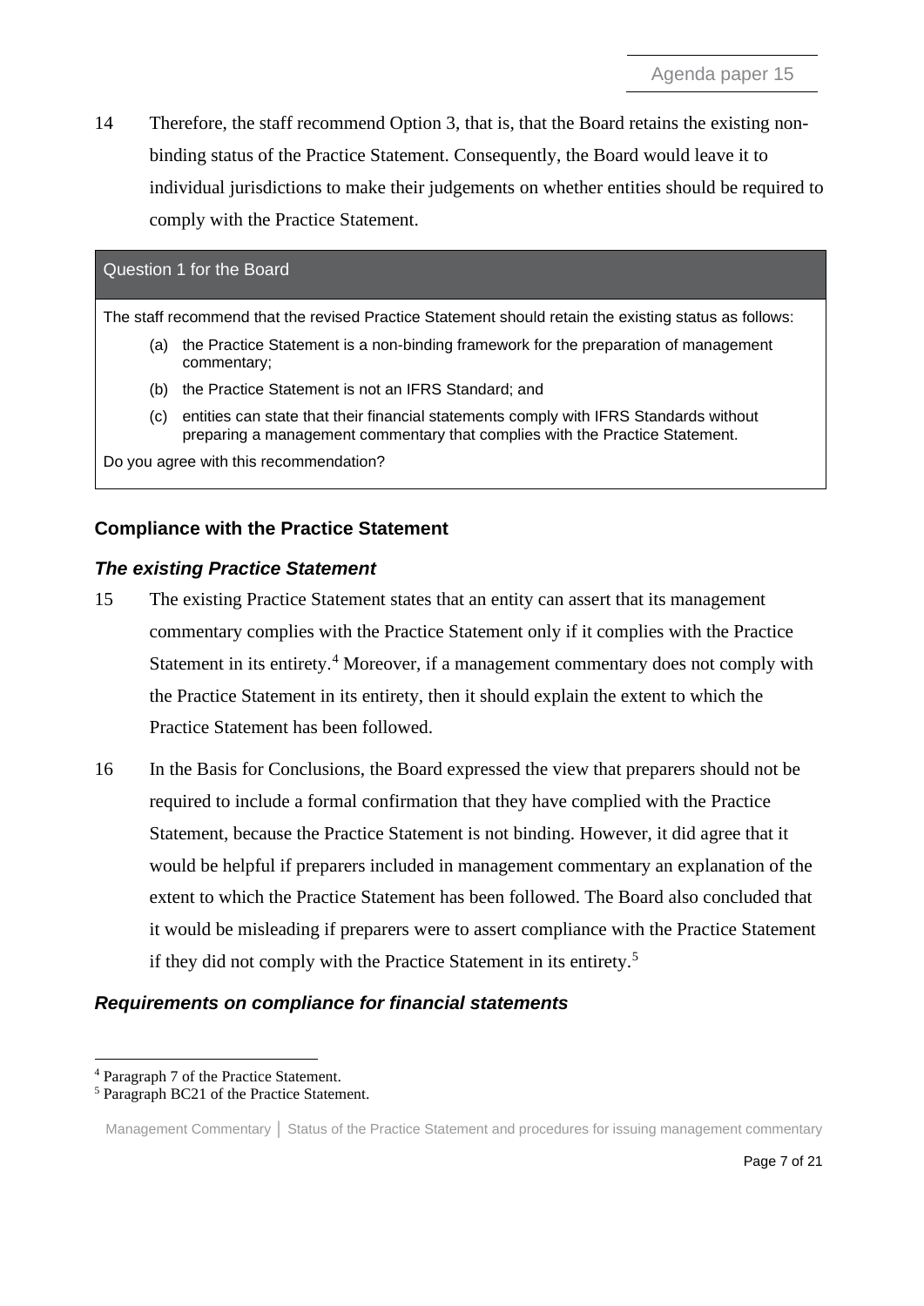14 Therefore, the staff recommend Option 3, that is, that the Board retains the existing non-binding status of the Practice Statement. Consequently, the Board would leave it to individual jurisdictions to make their judgements on whether entities should be required to comply with the Practice Statement.

> **Question 1 for the Board**
>
> The staff recommend that the revised Practice Statement should retain the existing status as follows:
>
> (a) the Practice Statement is a non-binding framework for the preparation of management commentary;
>
> (b) the Practice Statement is not an IFRS Standard; and
>
> (c) entities can state that their financial statements comply with IFRS Standards without preparing a management commentary that complies with the Practice Statement.
>
> Do you agree with this recommendation?

### Compliance with the Practice Statement

#### *The existing Practice Statement*

15 The existing Practice Statement states that an entity can assert that its management commentary complies with the Practice Statement only if it complies with the Practice Statement in its entirety.[4] Moreover, if a management commentary does not comply with the Practice Statement in its entirety, then it should explain the extent to which the Practice Statement has been followed.

16 In the Basis for Conclusions, the Board expressed the view that preparers should not be required to include a formal confirmation that they have complied with the Practice Statement, because the Practice Statement is not binding. However, it did agree that it would be helpful if preparers included in management commentary an explanation of the extent to which the Practice Statement has been followed. The Board also concluded that it would be misleading if preparers were to assert compliance with the Practice Statement if they did not comply with the Practice Statement in its entirety.[5]

#### *Requirements on compliance for financial statements*

[4] Paragraph 7 of the Practice Statement.

[5] Paragraph BC21 of the Practice Statement.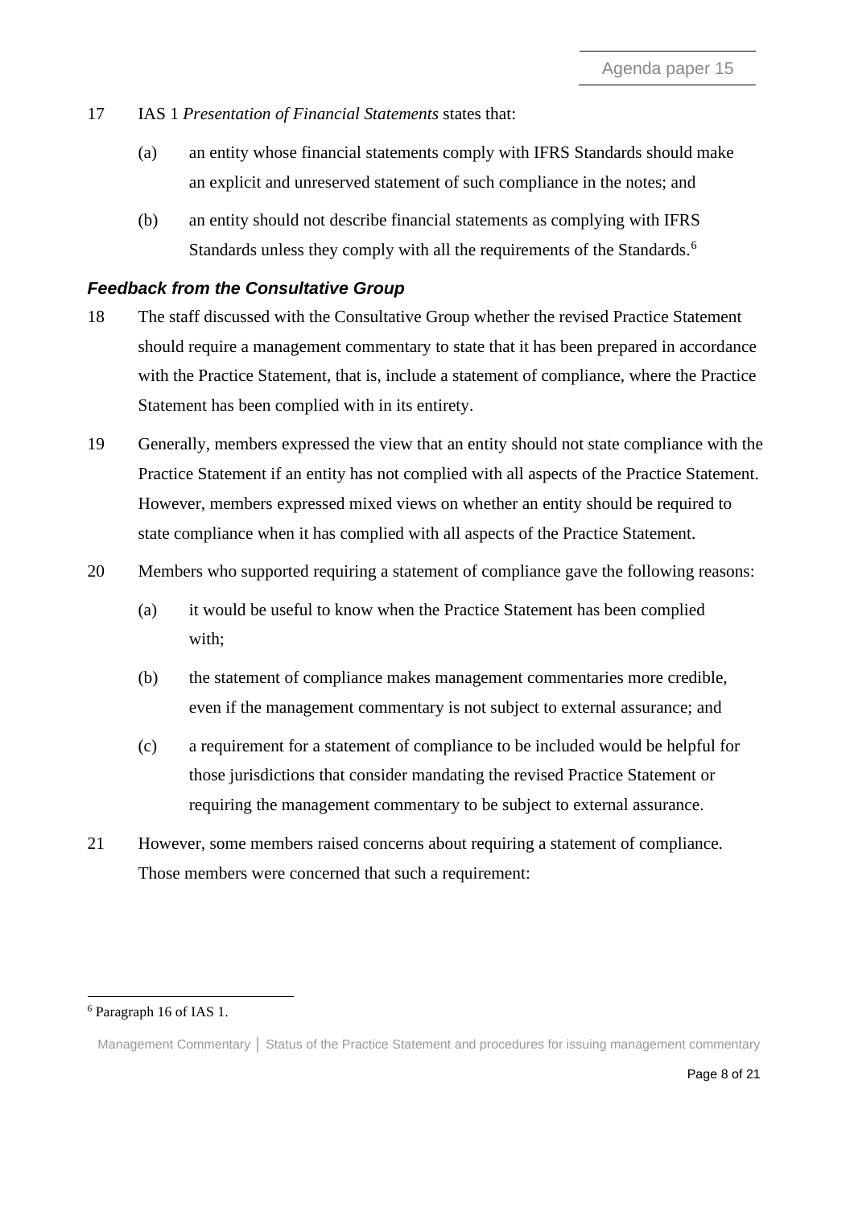17 IAS 1 *Presentation of Financial Statements* states that:

(a) an entity whose financial statements comply with IFRS Standards should make an explicit and unreserved statement of such compliance in the notes; and

(b) an entity should not describe financial statements as complying with IFRS Standards unless they comply with all the requirements of the Standards.[6]

### *Feedback from the Consultative Group*

18 The staff discussed with the Consultative Group whether the revised Practice Statement should require a management commentary to state that it has been prepared in accordance with the Practice Statement, that is, include a statement of compliance, where the Practice Statement has been complied with in its entirety.

19 Generally, members expressed the view that an entity should not state compliance with the Practice Statement if an entity has not complied with all aspects of the Practice Statement. However, members expressed mixed views on whether an entity should be required to state compliance when it has complied with all aspects of the Practice Statement.

20 Members who supported requiring a statement of compliance gave the following reasons:

(a) it would be useful to know when the Practice Statement has been complied with;

(b) the statement of compliance makes management commentaries more credible, even if the management commentary is not subject to external assurance; and

(c) a requirement for a statement of compliance to be included would be helpful for those jurisdictions that consider mandating the revised Practice Statement or requiring the management commentary to be subject to external assurance.

21 However, some members raised concerns about requiring a statement of compliance. Those members were concerned that such a requirement:

---

[6] Paragraph 16 of IAS 1.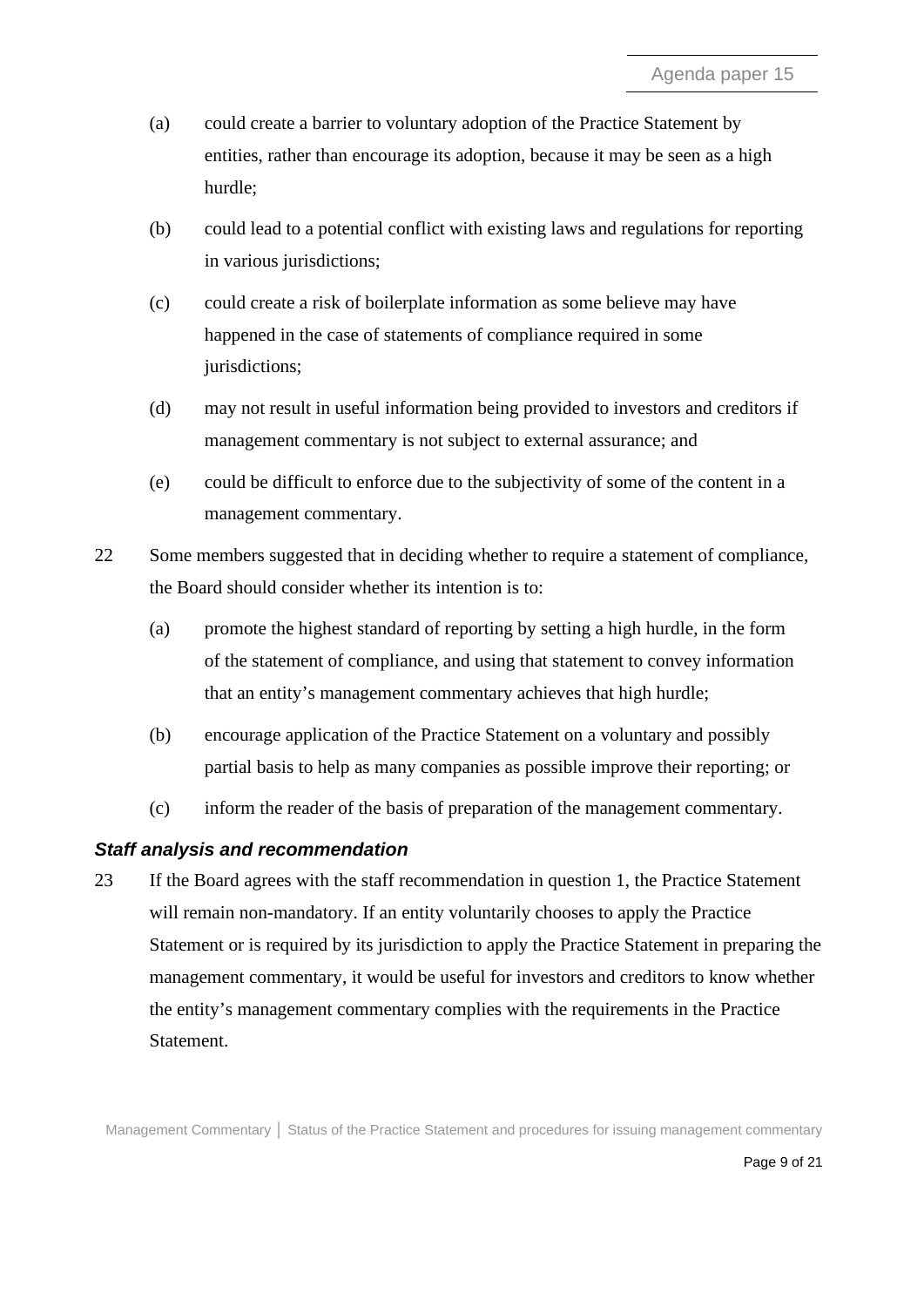(a) could create a barrier to voluntary adoption of the Practice Statement by entities, rather than encourage its adoption, because it may be seen as a high hurdle;

(b) could lead to a potential conflict with existing laws and regulations for reporting in various jurisdictions;

(c) could create a risk of boilerplate information as some believe may have happened in the case of statements of compliance required in some jurisdictions;

(d) may not result in useful information being provided to investors and creditors if management commentary is not subject to external assurance; and

(e) could be difficult to enforce due to the subjectivity of some of the content in a management commentary.

22 Some members suggested that in deciding whether to require a statement of compliance, the Board should consider whether its intention is to:

(a) promote the highest standard of reporting by setting a high hurdle, in the form of the statement of compliance, and using that statement to convey information that an entity's management commentary achieves that high hurdle;

(b) encourage application of the Practice Statement on a voluntary and possibly partial basis to help as many companies as possible improve their reporting; or

(c) inform the reader of the basis of preparation of the management commentary.

### *Staff analysis and recommendation*

23 If the Board agrees with the staff recommendation in question 1, the Practice Statement will remain non-mandatory. If an entity voluntarily chooses to apply the Practice Statement or is required by its jurisdiction to apply the Practice Statement in preparing the management commentary, it would be useful for investors and creditors to know whether the entity's management commentary complies with the requirements in the Practice Statement.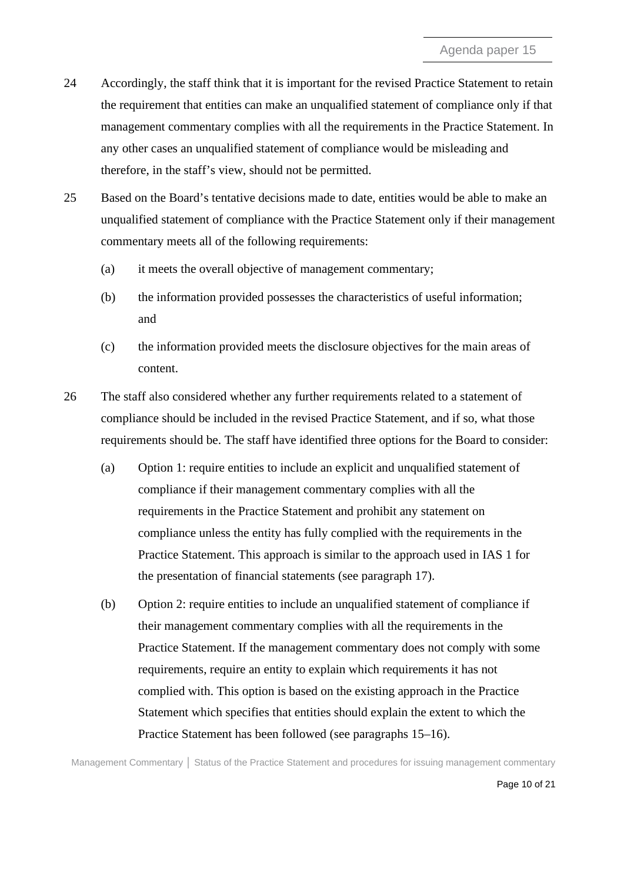24 Accordingly, the staff think that it is important for the revised Practice Statement to retain the requirement that entities can make an unqualified statement of compliance only if that management commentary complies with all the requirements in the Practice Statement. In any other cases an unqualified statement of compliance would be misleading and therefore, in the staff's view, should not be permitted.

25 Based on the Board's tentative decisions made to date, entities would be able to make an unqualified statement of compliance with the Practice Statement only if their management commentary meets all of the following requirements:

- (a) it meets the overall objective of management commentary;
- (b) the information provided possesses the characteristics of useful information; and
- (c) the information provided meets the disclosure objectives for the main areas of content.

26 The staff also considered whether any further requirements related to a statement of compliance should be included in the revised Practice Statement, and if so, what those requirements should be. The staff have identified three options for the Board to consider:

- (a) Option 1: require entities to include an explicit and unqualified statement of compliance if their management commentary complies with all the requirements in the Practice Statement and prohibit any statement on compliance unless the entity has fully complied with the requirements in the Practice Statement. This approach is similar to the approach used in IAS 1 for the presentation of financial statements (see paragraph 17).
- (b) Option 2: require entities to include an unqualified statement of compliance if their management commentary complies with all the requirements in the Practice Statement. If the management commentary does not comply with some requirements, require an entity to explain which requirements it has not complied with. This option is based on the existing approach in the Practice Statement which specifies that entities should explain the extent to which the Practice Statement has been followed (see paragraphs 15–16).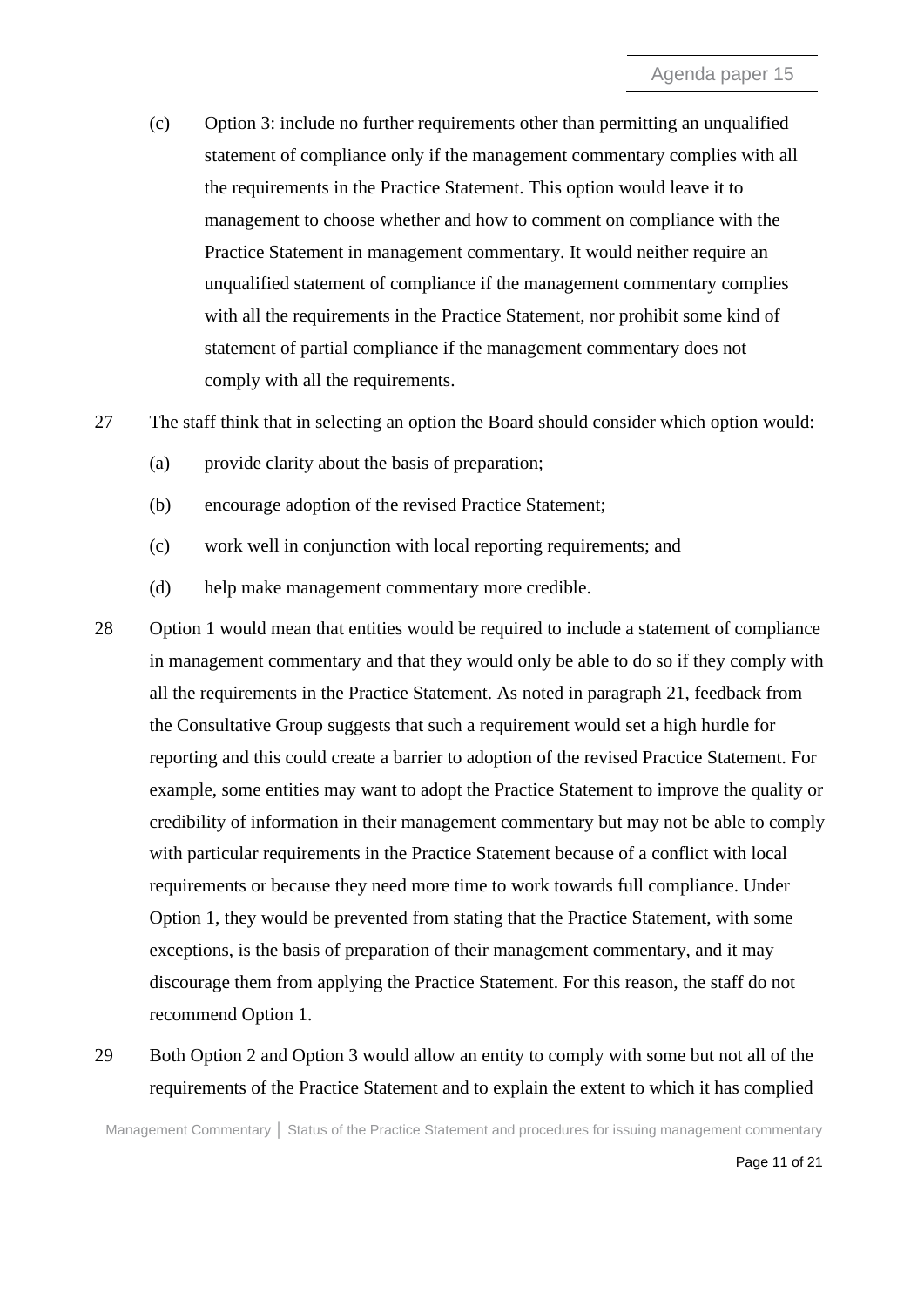(c) Option 3: include no further requirements other than permitting an unqualified statement of compliance only if the management commentary complies with all the requirements in the Practice Statement. This option would leave it to management to choose whether and how to comment on compliance with the Practice Statement in management commentary. It would neither require an unqualified statement of compliance if the management commentary complies with all the requirements in the Practice Statement, nor prohibit some kind of statement of partial compliance if the management commentary does not comply with all the requirements.

27 The staff think that in selecting an option the Board should consider which option would:

(a) provide clarity about the basis of preparation;

(b) encourage adoption of the revised Practice Statement;

(c) work well in conjunction with local reporting requirements; and

(d) help make management commentary more credible.

28 Option 1 would mean that entities would be required to include a statement of compliance in management commentary and that they would only be able to do so if they comply with all the requirements in the Practice Statement. As noted in paragraph 21, feedback from the Consultative Group suggests that such a requirement would set a high hurdle for reporting and this could create a barrier to adoption of the revised Practice Statement. For example, some entities may want to adopt the Practice Statement to improve the quality or credibility of information in their management commentary but may not be able to comply with particular requirements in the Practice Statement because of a conflict with local requirements or because they need more time to work towards full compliance. Under Option 1, they would be prevented from stating that the Practice Statement, with some exceptions, is the basis of preparation of their management commentary, and it may discourage them from applying the Practice Statement. For this reason, the staff do not recommend Option 1.

29 Both Option 2 and Option 3 would allow an entity to comply with some but not all of the requirements of the Practice Statement and to explain the extent to which it has complied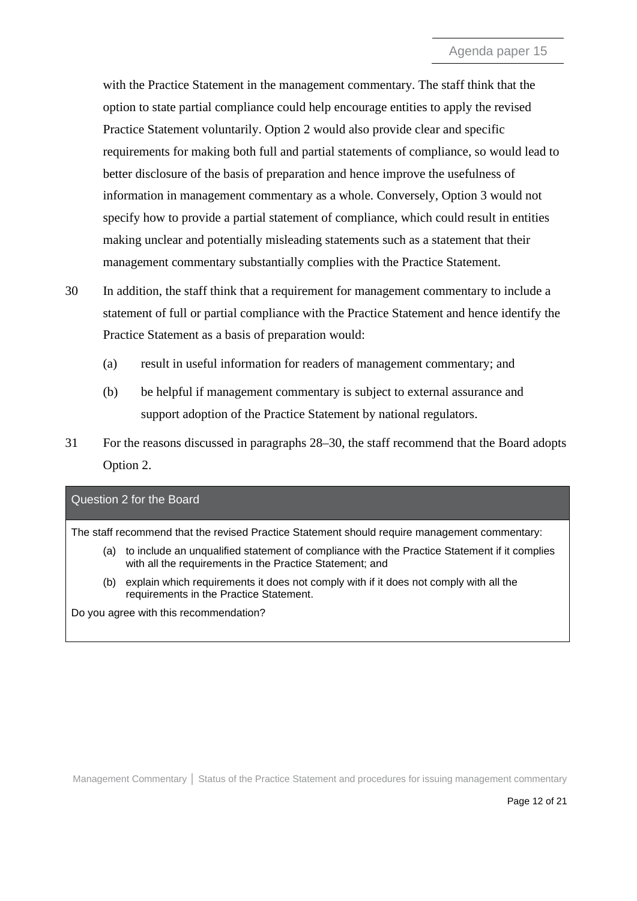with the Practice Statement in the management commentary. The staff think that the option to state partial compliance could help encourage entities to apply the revised Practice Statement voluntarily. Option 2 would also provide clear and specific requirements for making both full and partial statements of compliance, so would lead to better disclosure of the basis of preparation and hence improve the usefulness of information in management commentary as a whole. Conversely, Option 3 would not specify how to provide a partial statement of compliance, which could result in entities making unclear and potentially misleading statements such as a statement that their management commentary substantially complies with the Practice Statement.

30 In addition, the staff think that a requirement for management commentary to include a statement of full or partial compliance with the Practice Statement and hence identify the Practice Statement as a basis of preparation would:

(a) result in useful information for readers of management commentary; and

(b) be helpful if management commentary is subject to external assurance and support adoption of the Practice Statement by national regulators.

31 For the reasons discussed in paragraphs 28–30, the staff recommend that the Board adopts Option 2.

**Question 2 for the Board**

The staff recommend that the revised Practice Statement should require management commentary:

(a) to include an unqualified statement of compliance with the Practice Statement if it complies with all the requirements in the Practice Statement; and

(b) explain which requirements it does not comply with if it does not comply with all the requirements in the Practice Statement.

Do you agree with this recommendation?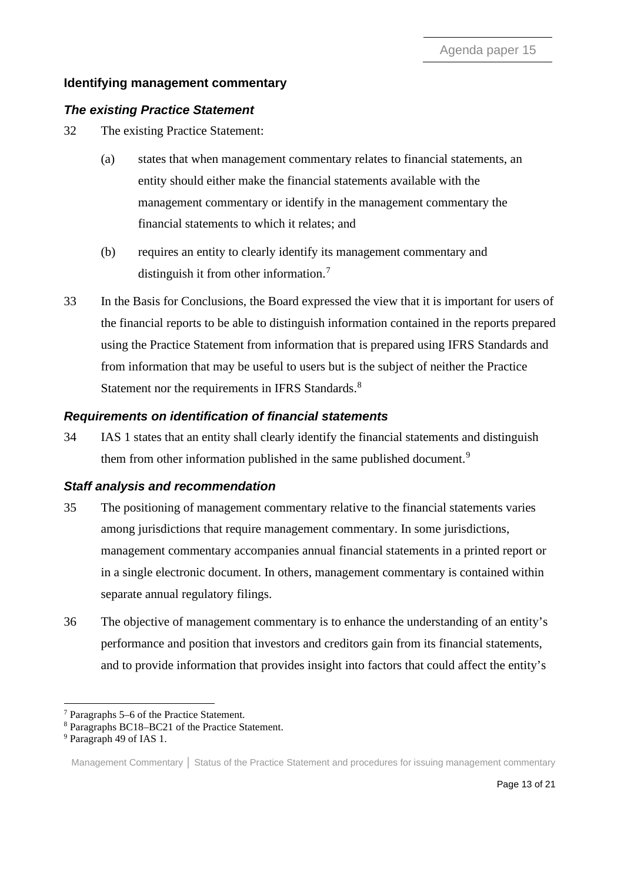### Identifying management commentary

#### *The existing Practice Statement*

32 The existing Practice Statement:

(a) states that when management commentary relates to financial statements, an entity should either make the financial statements available with the management commentary or identify in the management commentary the financial statements to which it relates; and

(b) requires an entity to clearly identify its management commentary and distinguish it from other information.[7]

33 In the Basis for Conclusions, the Board expressed the view that it is important for users of the financial reports to be able to distinguish information contained in the reports prepared using the Practice Statement from information that is prepared using IFRS Standards and from information that may be useful to users but is the subject of neither the Practice Statement nor the requirements in IFRS Standards.[8]

#### *Requirements on identification of financial statements*

34 IAS 1 states that an entity shall clearly identify the financial statements and distinguish them from other information published in the same published document.[9]

#### *Staff analysis and recommendation*

35 The positioning of management commentary relative to the financial statements varies among jurisdictions that require management commentary. In some jurisdictions, management commentary accompanies annual financial statements in a printed report or in a single electronic document. In others, management commentary is contained within separate annual regulatory filings.

36 The objective of management commentary is to enhance the understanding of an entity's performance and position that investors and creditors gain from its financial statements, and to provide information that provides insight into factors that could affect the entity's

[7] Paragraphs 5–6 of the Practice Statement.

[8] Paragraphs BC18–BC21 of the Practice Statement.

[9] Paragraph 49 of IAS 1.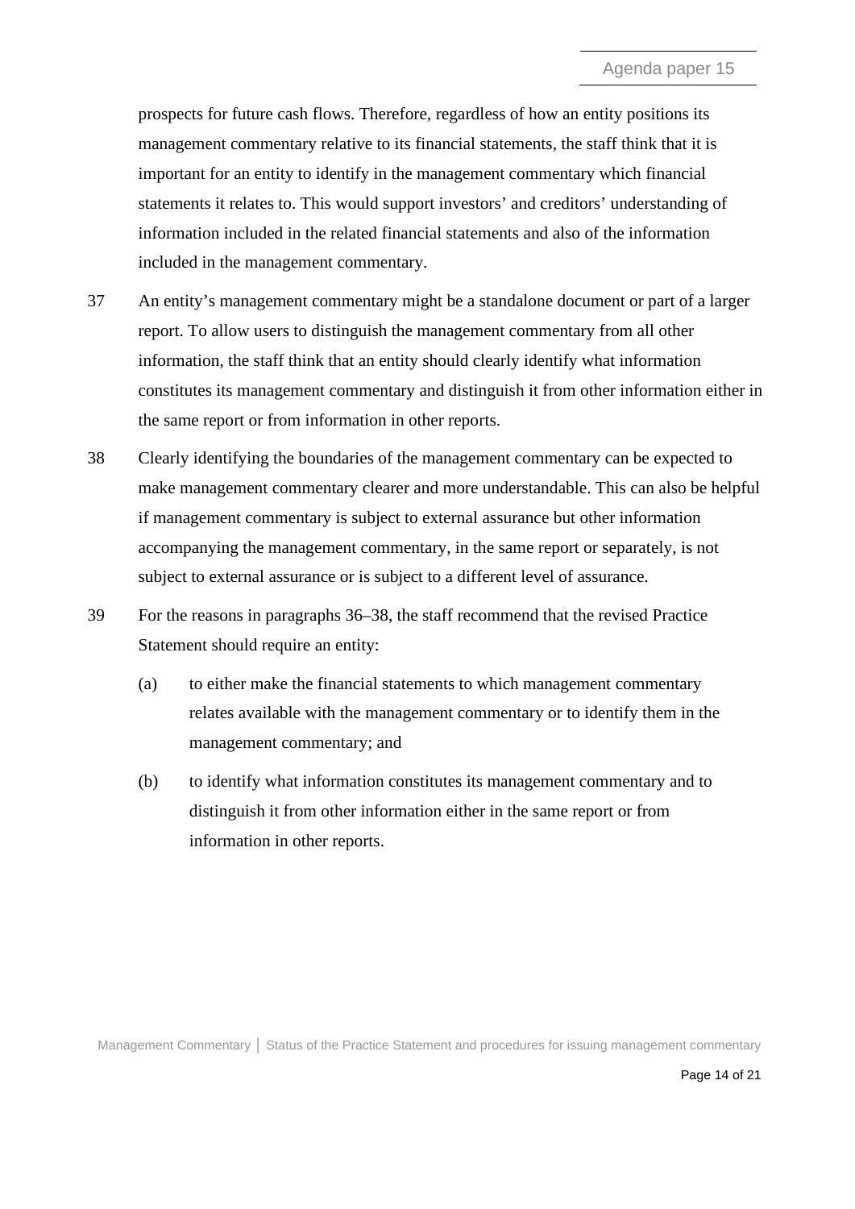prospects for future cash flows. Therefore, regardless of how an entity positions its management commentary relative to its financial statements, the staff think that it is important for an entity to identify in the management commentary which financial statements it relates to. This would support investors' and creditors' understanding of information included in the related financial statements and also of the information included in the management commentary.

37 An entity's management commentary might be a standalone document or part of a larger report. To allow users to distinguish the management commentary from all other information, the staff think that an entity should clearly identify what information constitutes its management commentary and distinguish it from other information either in the same report or from information in other reports.

38 Clearly identifying the boundaries of the management commentary can be expected to make management commentary clearer and more understandable. This can also be helpful if management commentary is subject to external assurance but other information accompanying the management commentary, in the same report or separately, is not subject to external assurance or is subject to a different level of assurance.

39 For the reasons in paragraphs 36–38, the staff recommend that the revised Practice Statement should require an entity:

(a) to either make the financial statements to which management commentary relates available with the management commentary or to identify them in the management commentary; and

(b) to identify what information constitutes its management commentary and to distinguish it from other information either in the same report or from information in other reports.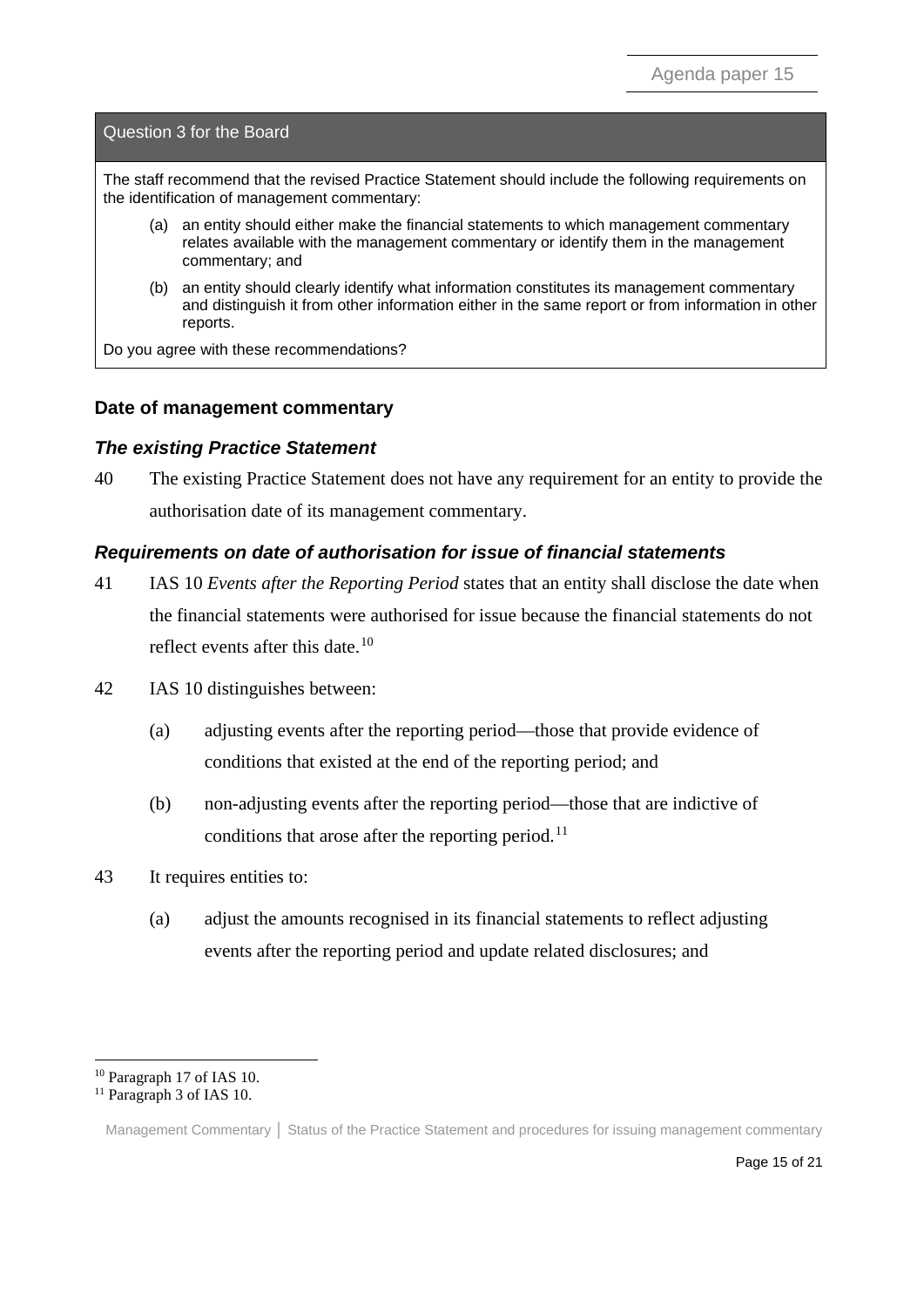| Question 3 for the Board |
| --- |
| The staff recommend that the revised Practice Statement should include the following requirements on the identification of management commentary:<br>(a) an entity should either make the financial statements to which management commentary relates available with the management commentary or identify them in the management commentary; and<br>(b) an entity should clearly identify what information constitutes its management commentary and distinguish it from other information either in the same report or from information in other reports.<br>Do you agree with these recommendations? |

### Date of management commentary

#### *The existing Practice Statement*

40 The existing Practice Statement does not have any requirement for an entity to provide the authorisation date of its management commentary.

#### *Requirements on date of authorisation for issue of financial statements*

41 IAS 10 *Events after the Reporting Period* states that an entity shall disclose the date when the financial statements were authorised for issue because the financial statements do not reflect events after this date.[10]

42 IAS 10 distinguishes between:

(a) adjusting events after the reporting period—those that provide evidence of conditions that existed at the end of the reporting period; and

(b) non-adjusting events after the reporting period—those that are indictive of conditions that arose after the reporting period.[11]

43 It requires entities to:

(a) adjust the amounts recognised in its financial statements to reflect adjusting events after the reporting period and update related disclosures; and

[10] Paragraph 17 of IAS 10.
[11] Paragraph 3 of IAS 10.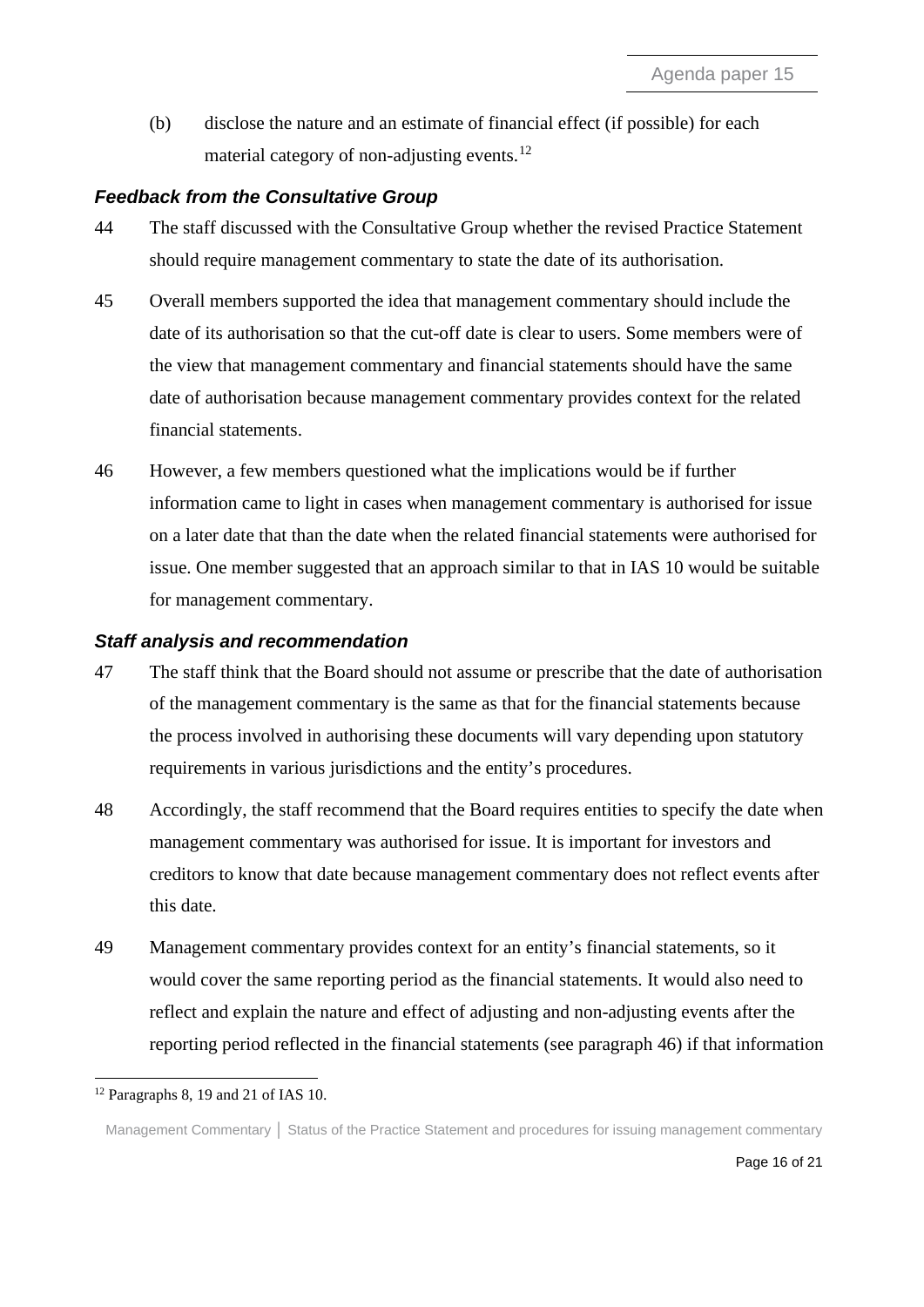(b) disclose the nature and an estimate of financial effect (if possible) for each material category of non-adjusting events.[12]

### *Feedback from the Consultative Group*

44 The staff discussed with the Consultative Group whether the revised Practice Statement should require management commentary to state the date of its authorisation.

45 Overall members supported the idea that management commentary should include the date of its authorisation so that the cut-off date is clear to users. Some members were of the view that management commentary and financial statements should have the same date of authorisation because management commentary provides context for the related financial statements.

46 However, a few members questioned what the implications would be if further information came to light in cases when management commentary is authorised for issue on a later date that than the date when the related financial statements were authorised for issue. One member suggested that an approach similar to that in IAS 10 would be suitable for management commentary.

### *Staff analysis and recommendation*

47 The staff think that the Board should not assume or prescribe that the date of authorisation of the management commentary is the same as that for the financial statements because the process involved in authorising these documents will vary depending upon statutory requirements in various jurisdictions and the entity's procedures.

48 Accordingly, the staff recommend that the Board requires entities to specify the date when management commentary was authorised for issue. It is important for investors and creditors to know that date because management commentary does not reflect events after this date.

49 Management commentary provides context for an entity's financial statements, so it would cover the same reporting period as the financial statements. It would also need to reflect and explain the nature and effect of adjusting and non-adjusting events after the reporting period reflected in the financial statements (see paragraph 46) if that information

[12] Paragraphs 8, 19 and 21 of IAS 10.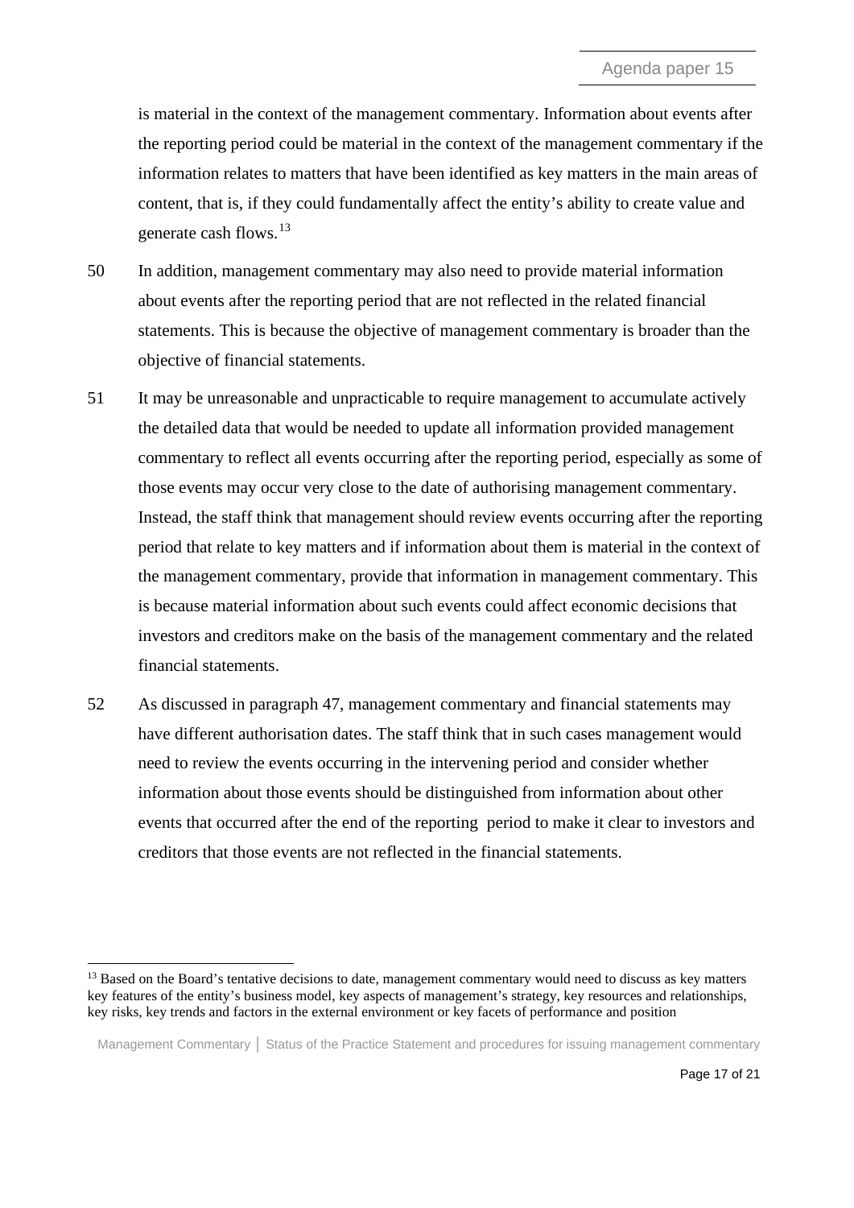is material in the context of the management commentary. Information about events after the reporting period could be material in the context of the management commentary if the information relates to matters that have been identified as key matters in the main areas of content, that is, if they could fundamentally affect the entity's ability to create value and generate cash flows.[13]

50 In addition, management commentary may also need to provide material information about events after the reporting period that are not reflected in the related financial statements. This is because the objective of management commentary is broader than the objective of financial statements.

51 It may be unreasonable and unpracticable to require management to accumulate actively the detailed data that would be needed to update all information provided management commentary to reflect all events occurring after the reporting period, especially as some of those events may occur very close to the date of authorising management commentary. Instead, the staff think that management should review events occurring after the reporting period that relate to key matters and if information about them is material in the context of the management commentary, provide that information in management commentary. This is because material information about such events could affect economic decisions that investors and creditors make on the basis of the management commentary and the related financial statements.

52 As discussed in paragraph 47, management commentary and financial statements may have different authorisation dates. The staff think that in such cases management would need to review the events occurring in the intervening period and consider whether information about those events should be distinguished from information about other events that occurred after the end of the reporting period to make it clear to investors and creditors that those events are not reflected in the financial statements.

---

[13] Based on the Board's tentative decisions to date, management commentary would need to discuss as key matters key features of the entity's business model, key aspects of management's strategy, key resources and relationships, key risks, key trends and factors in the external environment or key facets of performance and position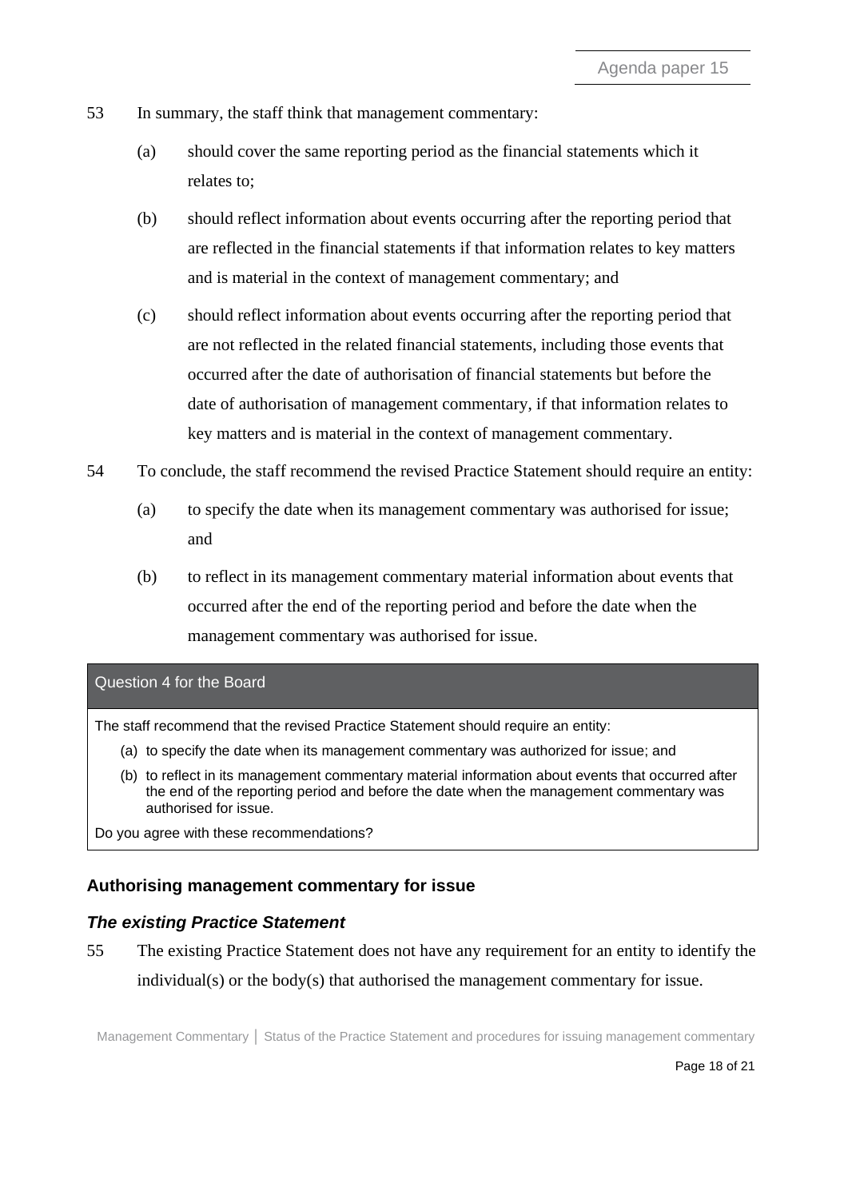53 In summary, the staff think that management commentary:

(a) should cover the same reporting period as the financial statements which it relates to;

(b) should reflect information about events occurring after the reporting period that are reflected in the financial statements if that information relates to key matters and is material in the context of management commentary; and

(c) should reflect information about events occurring after the reporting period that are not reflected in the related financial statements, including those events that occurred after the date of authorisation of financial statements but before the date of authorisation of management commentary, if that information relates to key matters and is material in the context of management commentary.

54 To conclude, the staff recommend the revised Practice Statement should require an entity:

(a) to specify the date when its management commentary was authorised for issue; and

(b) to reflect in its management commentary material information about events that occurred after the end of the reporting period and before the date when the management commentary was authorised for issue.

| Question 4 for the Board |
|---|
| The staff recommend that the revised Practice Statement should require an entity:<br>(a) to specify the date when its management commentary was authorized for issue; and<br>(b) to reflect in its management commentary material information about events that occurred after the end of the reporting period and before the date when the management commentary was authorised for issue.<br>Do you agree with these recommendations? |

## Authorising management commentary for issue

### *The existing Practice Statement*

55 The existing Practice Statement does not have any requirement for an entity to identify the individual(s) or the body(s) that authorised the management commentary for issue.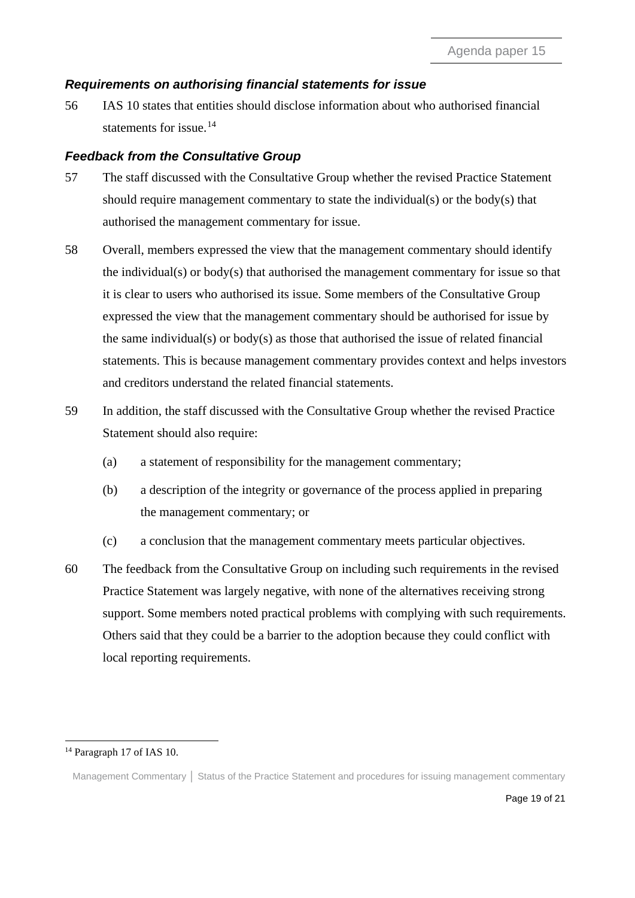### *Requirements on authorising financial statements for issue*

56 IAS 10 states that entities should disclose information about who authorised financial statements for issue.[14]

### *Feedback from the Consultative Group*

57 The staff discussed with the Consultative Group whether the revised Practice Statement should require management commentary to state the individual(s) or the body(s) that authorised the management commentary for issue.

58 Overall, members expressed the view that the management commentary should identify the individual(s) or body(s) that authorised the management commentary for issue so that it is clear to users who authorised its issue. Some members of the Consultative Group expressed the view that the management commentary should be authorised for issue by the same individual(s) or body(s) as those that authorised the issue of related financial statements. This is because management commentary provides context and helps investors and creditors understand the related financial statements.

59 In addition, the staff discussed with the Consultative Group whether the revised Practice Statement should also require:

(a) a statement of responsibility for the management commentary;

(b) a description of the integrity or governance of the process applied in preparing the management commentary; or

(c) a conclusion that the management commentary meets particular objectives.

60 The feedback from the Consultative Group on including such requirements in the revised Practice Statement was largely negative, with none of the alternatives receiving strong support. Some members noted practical problems with complying with such requirements. Others said that they could be a barrier to the adoption because they could conflict with local reporting requirements.

[14] Paragraph 17 of IAS 10.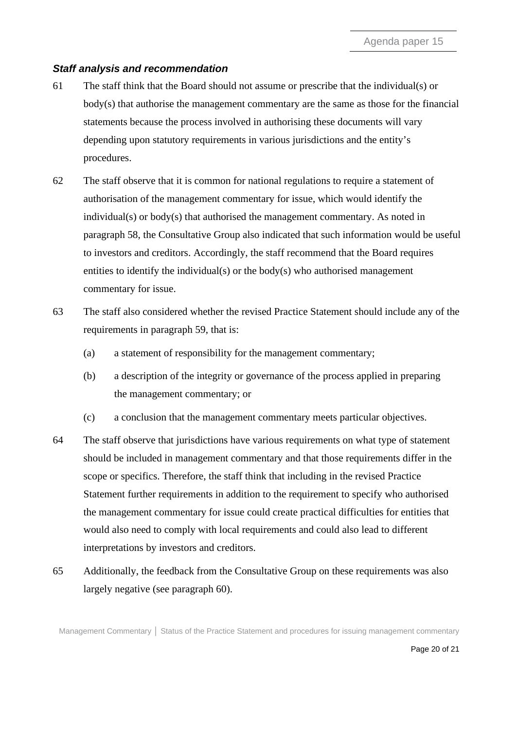### *Staff analysis and recommendation*

61 The staff think that the Board should not assume or prescribe that the individual(s) or body(s) that authorise the management commentary are the same as those for the financial statements because the process involved in authorising these documents will vary depending upon statutory requirements in various jurisdictions and the entity's procedures.

62 The staff observe that it is common for national regulations to require a statement of authorisation of the management commentary for issue, which would identify the individual(s) or body(s) that authorised the management commentary. As noted in paragraph 58, the Consultative Group also indicated that such information would be useful to investors and creditors. Accordingly, the staff recommend that the Board requires entities to identify the individual(s) or the body(s) who authorised management commentary for issue.

63 The staff also considered whether the revised Practice Statement should include any of the requirements in paragraph 59, that is:

- (a) a statement of responsibility for the management commentary;
- (b) a description of the integrity or governance of the process applied in preparing the management commentary; or
- (c) a conclusion that the management commentary meets particular objectives.

64 The staff observe that jurisdictions have various requirements on what type of statement should be included in management commentary and that those requirements differ in the scope or specifics. Therefore, the staff think that including in the revised Practice Statement further requirements in addition to the requirement to specify who authorised the management commentary for issue could create practical difficulties for entities that would also need to comply with local requirements and could also lead to different interpretations by investors and creditors.

65 Additionally, the feedback from the Consultative Group on these requirements was also largely negative (see paragraph 60).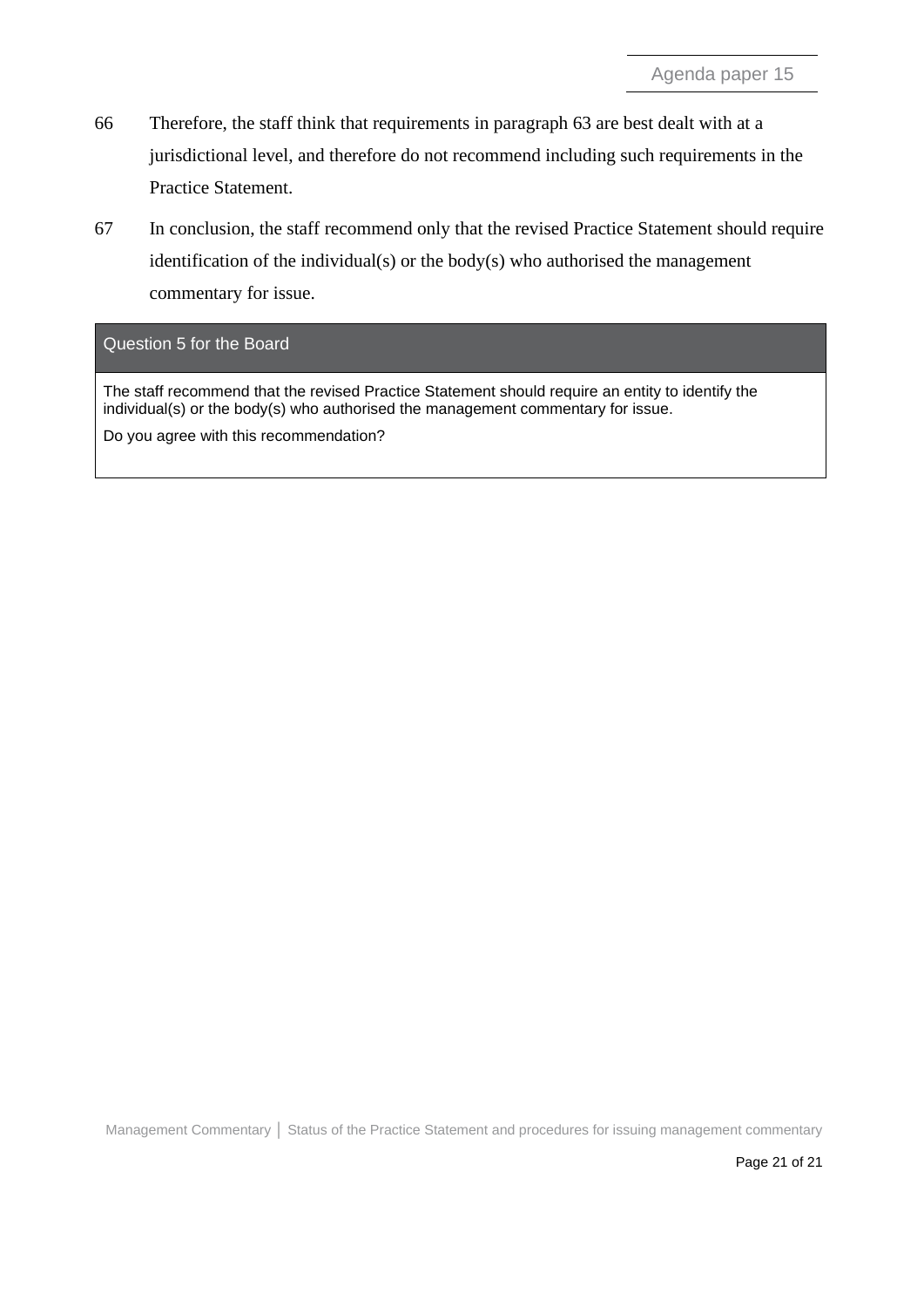66 Therefore, the staff think that requirements in paragraph 63 are best dealt with at a jurisdictional level, and therefore do not recommend including such requirements in the Practice Statement.

67 In conclusion, the staff recommend only that the revised Practice Statement should require identification of the individual(s) or the body(s) who authorised the management commentary for issue.

### Question 5 for the Board

The staff recommend that the revised Practice Statement should require an entity to identify the individual(s) or the body(s) who authorised the management commentary for issue.

Do you agree with this recommendation?